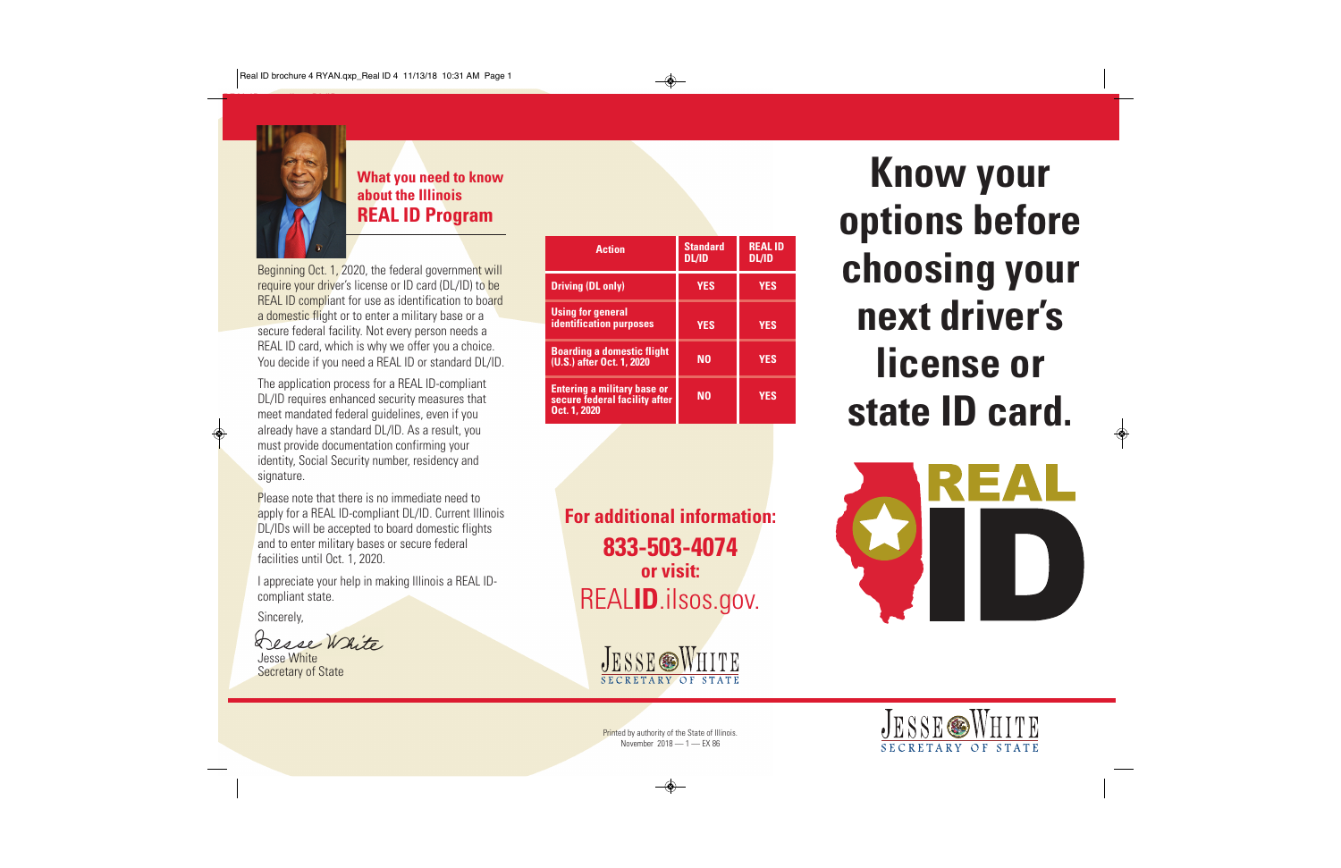## What you need to know about the Illinois
# REAL ID Program

Beginning Oct. 1, 2020, the federal government will require your driver's license or ID card (DL/ID) to be REAL ID compliant for use as identification to board a domestic flight or to enter a military base or a secure federal facility. Not every person needs a REAL ID card, which is why we offer you a choice. You decide if you need a REAL ID or standard DL/ID.

The application process for a REAL ID-compliant DL/ID requires enhanced security measures that meet mandated federal guidelines, even if you already have a standard DL/ID. As a result, you must provide documentation confirming your identity, Social Security number, residency and signature.

Please note that there is no immediate need to apply for a REAL ID-compliant DL/ID. Current Illinois DL/IDs will be accepted to board domestic flights and to enter military bases or secure federal facilities until Oct. 1, 2020.

I appreciate your help in making Illinois a REAL ID-compliant state.

Sincerely,

Jesse White
Secretary of State

| Action | Standard DL/ID | REAL ID DL/ID |
|---|---|---|
| Driving (DL only) | YES | YES |
| Using for general identification purposes | YES | YES |
| Boarding a domestic flight (U.S.) after Oct. 1, 2020 | NO | YES |
| Entering a military base or secure federal facility after Oct. 1, 2020 | NO | YES |

**For additional information:**

**833-503-4074**

**or visit:**

REAL**ID**.ilsos.gov.

JESSE WHITE
SECRETARY OF STATE

Printed by authority of the State of Illinois.
November 2018 — 1 — EX 86

# Know your options before choosing your next driver's license or state ID card.

REAL ID

JESSE WHITE
SECRETARY OF STATE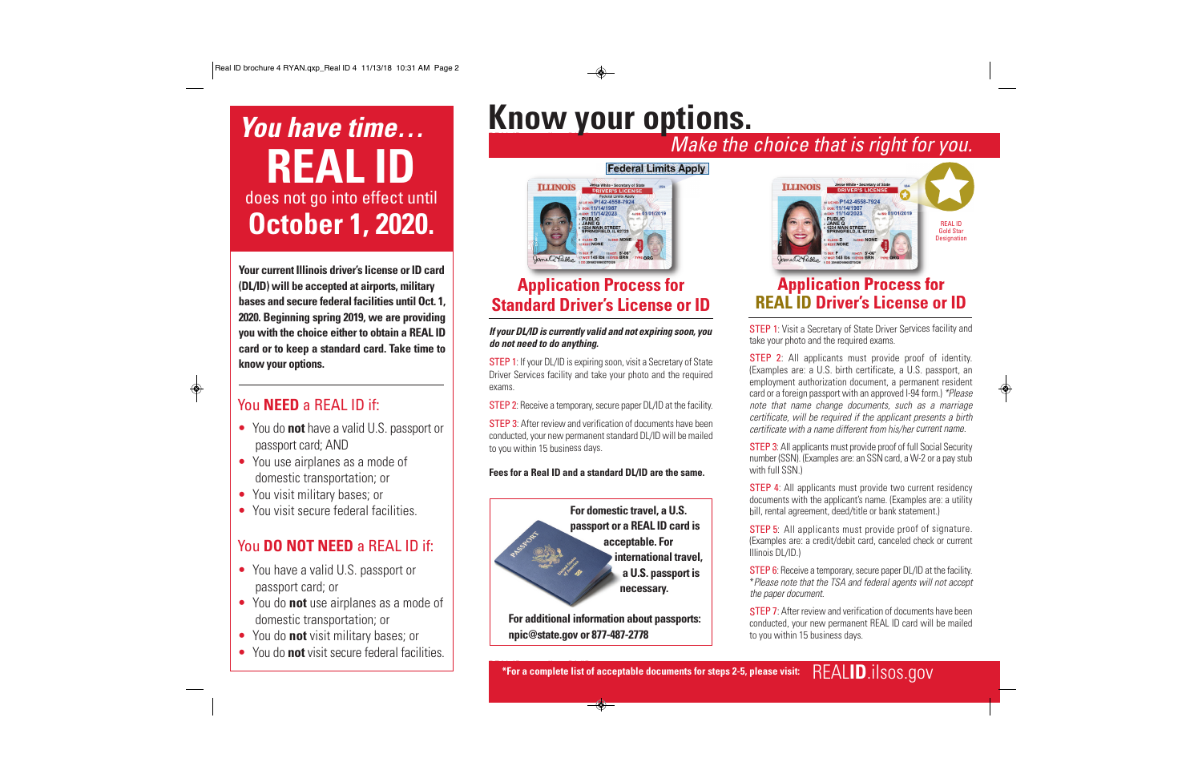# You have time… REAL ID does not go into effect until October 1, 2020.

**Your current Illinois driver's license or ID card (DL/ID) will be accepted at airports, military bases and secure federal facilities until Oct. 1, 2020. Beginning spring 2019, we are providing you with the choice either to obtain a REAL ID card or to keep a standard card. Take time to know your options.**

## You **NEED** a REAL ID if:

- You do **not** have a valid U.S. passport or passport card; AND
- You use airplanes as a mode of domestic transportation; or
- You visit military bases; or
- You visit secure federal facilities.

## You **DO NOT NEED** a REAL ID if:

- You have a valid U.S. passport or passport card; or
- You do **not** use airplanes as a mode of domestic transportation; or
- You do **not** visit military bases; or
- You do **not** visit secure federal facilities.

# Know your options.

*Make the choice that is right for you.*

Federal Limits Apply

## Application Process for Standard Driver's License or ID

***If your DL/ID is currently valid and not expiring soon, you do not need to do anything.***

STEP 1: If your DL/ID is expiring soon, visit a Secretary of State Driver Services facility and take your photo and the required exams.

STEP 2: Receive a temporary, secure paper DL/ID at the facility.

STEP 3: After review and verification of documents have been conducted, your new permanent standard DL/ID will be mailed to you within 15 business days.

**Fees for a Real ID and a standard DL/ID are the same.**

**For domestic travel, a U.S. passport or a REAL ID card is acceptable. For international travel, a U.S. passport is necessary.**

**For additional information about passports: npic@state.gov or 877-487-2778**

REAL ID Gold Star Designation

## Application Process for REAL ID Driver's License or ID

STEP 1: Visit a Secretary of State Driver Services facility and take your photo and the required exams.

STEP 2: All applicants must provide proof of identity. (Examples are: a U.S. birth certificate, a U.S. passport, an employment authorization document, a permanent resident card or a foreign passport with an approved I-94 form.) *\*Please note that name change documents, such as a marriage certificate, will be required if the applicant presents a birth certificate with a name different from his/her current name.*

STEP 3: All applicants must provide proof of full Social Security number (SSN). (Examples are: an SSN card, a W-2 or a pay stub with full SSN.)

STEP 4: All applicants must provide two current residency documents with the applicant's name. (Examples are: a utility bill, rental agreement, deed/title or bank statement.)

STEP 5: All applicants must provide proof of signature. (Examples are: a credit/debit card, canceled check or current Illinois DL/ID.)

STEP 6: Receive a temporary, secure paper DL/ID at the facility. *\*Please note that the TSA and federal agents will not accept the paper document.*

STEP 7: After review and verification of documents have been conducted, your new permanent REAL ID card will be mailed to you within 15 business days.

**\*For a complete list of acceptable documents for steps 2-5, please visit:** REAL**ID**.ilsos.gov